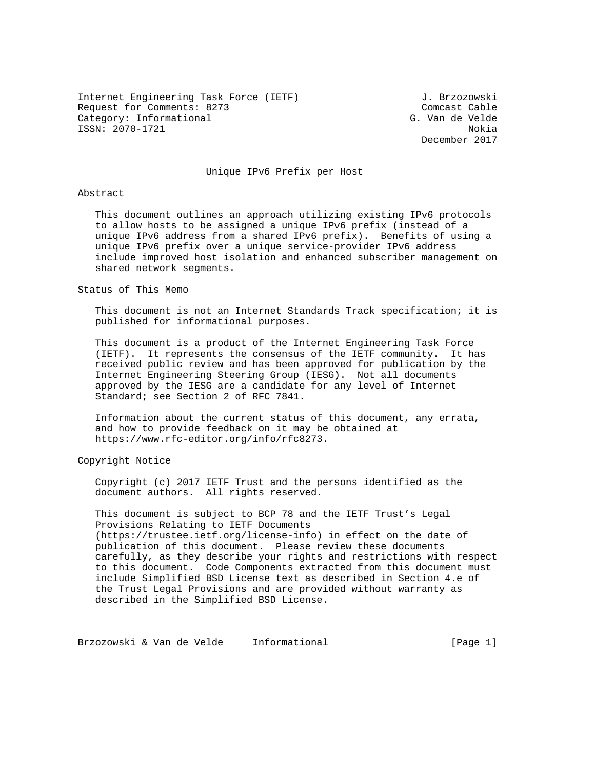Internet Engineering Task Force (IETF) J. Brzozowski
Request for Comments: 8273 Comcast Cable
Category: Informational G. Van de Velde
ISSN: 2070-1721 Nokia
December 2017

# Unique IPv6 Prefix per Host

## Abstract

This document outlines an approach utilizing existing IPv6 protocols to allow hosts to be assigned a unique IPv6 prefix (instead of a unique IPv6 address from a shared IPv6 prefix). Benefits of using a unique IPv6 prefix over a unique service-provider IPv6 address include improved host isolation and enhanced subscriber management on shared network segments.

## Status of This Memo

This document is not an Internet Standards Track specification; it is published for informational purposes.

This document is a product of the Internet Engineering Task Force (IETF). It represents the consensus of the IETF community. It has received public review and has been approved for publication by the Internet Engineering Steering Group (IESG). Not all documents approved by the IESG are a candidate for any level of Internet Standard; see Section 2 of RFC 7841.

Information about the current status of this document, any errata, and how to provide feedback on it may be obtained at https://www.rfc-editor.org/info/rfc8273.

## Copyright Notice

Copyright (c) 2017 IETF Trust and the persons identified as the document authors. All rights reserved.

This document is subject to BCP 78 and the IETF Trust's Legal Provisions Relating to IETF Documents (https://trustee.ietf.org/license-info) in effect on the date of publication of this document. Please review these documents carefully, as they describe your rights and restrictions with respect to this document. Code Components extracted from this document must include Simplified BSD License text as described in Section 4.e of the Trust Legal Provisions and are provided without warranty as described in the Simplified BSD License.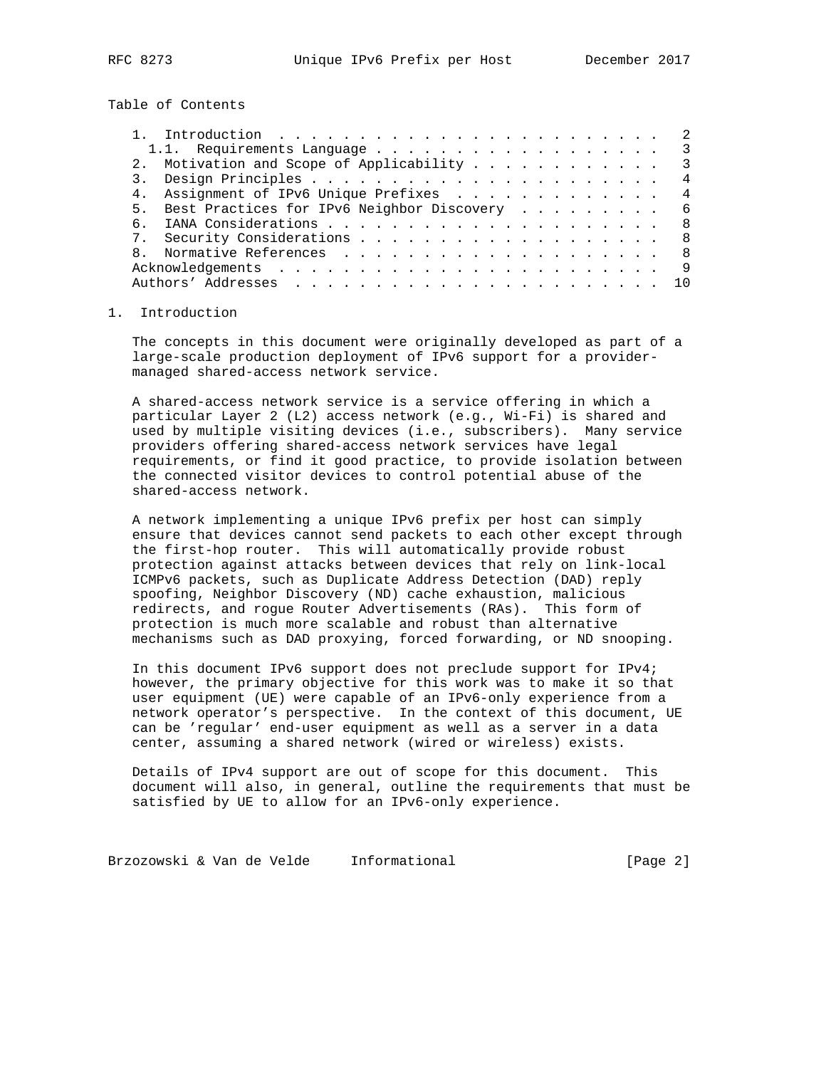Table of Contents

- 1. Introduction . . . . . . . . . . . . . . . . . . . . . . . . 2
  - 1.1. Requirements Language . . . . . . . . . . . . . . . . . . . 3
- 2. Motivation and Scope of Applicability . . . . . . . . . . . . 3
- 3. Design Principles . . . . . . . . . . . . . . . . . . . . . . 4
- 4. Assignment of IPv6 Unique Prefixes . . . . . . . . . . . . . 4
- 5. Best Practices for IPv6 Neighbor Discovery . . . . . . . . . 6
- 6. IANA Considerations . . . . . . . . . . . . . . . . . . . . . 8
- 7. Security Considerations . . . . . . . . . . . . . . . . . . . 8
- 8. Normative References . . . . . . . . . . . . . . . . . . . . 8
- Acknowledgements . . . . . . . . . . . . . . . . . . . . . . . . 9
- Authors' Addresses . . . . . . . . . . . . . . . . . . . . . . . 10

# 1. Introduction

The concepts in this document were originally developed as part of a large-scale production deployment of IPv6 support for a provider-managed shared-access network service.

A shared-access network service is a service offering in which a particular Layer 2 (L2) access network (e.g., Wi-Fi) is shared and used by multiple visiting devices (i.e., subscribers). Many service providers offering shared-access network services have legal requirements, or find it good practice, to provide isolation between the connected visitor devices to control potential abuse of the shared-access network.

A network implementing a unique IPv6 prefix per host can simply ensure that devices cannot send packets to each other except through the first-hop router. This will automatically provide robust protection against attacks between devices that rely on link-local ICMPv6 packets, such as Duplicate Address Detection (DAD) reply spoofing, Neighbor Discovery (ND) cache exhaustion, malicious redirects, and rogue Router Advertisements (RAs). This form of protection is much more scalable and robust than alternative mechanisms such as DAD proxying, forced forwarding, or ND snooping.

In this document IPv6 support does not preclude support for IPv4; however, the primary objective for this work was to make it so that user equipment (UE) were capable of an IPv6-only experience from a network operator's perspective. In the context of this document, UE can be 'regular' end-user equipment as well as a server in a data center, assuming a shared network (wired or wireless) exists.

Details of IPv4 support are out of scope for this document. This document will also, in general, outline the requirements that must be satisfied by UE to allow for an IPv6-only experience.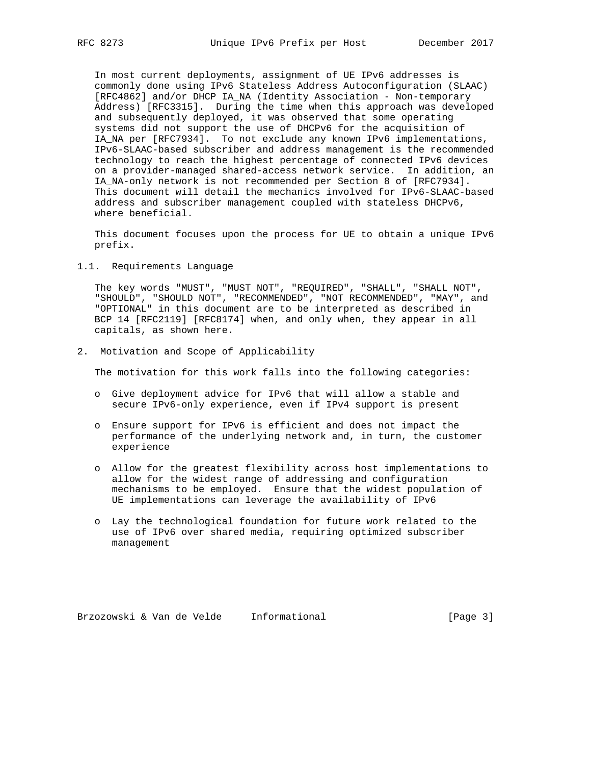In most current deployments, assignment of UE IPv6 addresses is commonly done using IPv6 Stateless Address Autoconfiguration (SLAAC) [RFC4862] and/or DHCP IA_NA (Identity Association - Non-temporary Address) [RFC3315]. During the time when this approach was developed and subsequently deployed, it was observed that some operating systems did not support the use of DHCPv6 for the acquisition of IA_NA per [RFC7934]. To not exclude any known IPv6 implementations, IPv6-SLAAC-based subscriber and address management is the recommended technology to reach the highest percentage of connected IPv6 devices on a provider-managed shared-access network service. In addition, an IA_NA-only network is not recommended per Section 8 of [RFC7934]. This document will detail the mechanics involved for IPv6-SLAAC-based address and subscriber management coupled with stateless DHCPv6, where beneficial.

This document focuses upon the process for UE to obtain a unique IPv6 prefix.

### 1.1. Requirements Language

The key words "MUST", "MUST NOT", "REQUIRED", "SHALL", "SHALL NOT", "SHOULD", "SHOULD NOT", "RECOMMENDED", "NOT RECOMMENDED", "MAY", and "OPTIONAL" in this document are to be interpreted as described in BCP 14 [RFC2119] [RFC8174] when, and only when, they appear in all capitals, as shown here.

## 2. Motivation and Scope of Applicability

The motivation for this work falls into the following categories:

- Give deployment advice for IPv6 that will allow a stable and secure IPv6-only experience, even if IPv4 support is present
- Ensure support for IPv6 is efficient and does not impact the performance of the underlying network and, in turn, the customer experience
- Allow for the greatest flexibility across host implementations to allow for the widest range of addressing and configuration mechanisms to be employed. Ensure that the widest population of UE implementations can leverage the availability of IPv6
- Lay the technological foundation for future work related to the use of IPv6 over shared media, requiring optimized subscriber management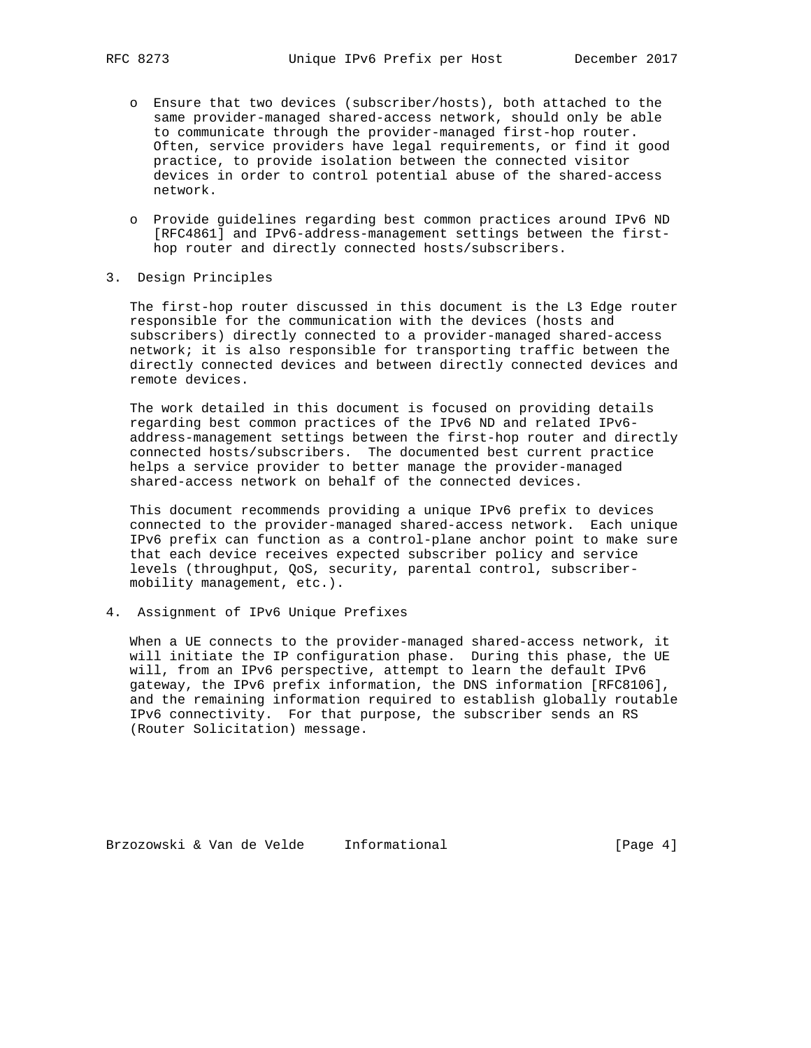- Ensure that two devices (subscriber/hosts), both attached to the same provider-managed shared-access network, should only be able to communicate through the provider-managed first-hop router. Often, service providers have legal requirements, or find it good practice, to provide isolation between the connected visitor devices in order to control potential abuse of the shared-access network.

- Provide guidelines regarding best common practices around IPv6 ND [RFC4861] and IPv6-address-management settings between the first-hop router and directly connected hosts/subscribers.

## 3. Design Principles

The first-hop router discussed in this document is the L3 Edge router responsible for the communication with the devices (hosts and subscribers) directly connected to a provider-managed shared-access network; it is also responsible for transporting traffic between the directly connected devices and between directly connected devices and remote devices.

The work detailed in this document is focused on providing details regarding best common practices of the IPv6 ND and related IPv6-address-management settings between the first-hop router and directly connected hosts/subscribers. The documented best current practice helps a service provider to better manage the provider-managed shared-access network on behalf of the connected devices.

This document recommends providing a unique IPv6 prefix to devices connected to the provider-managed shared-access network. Each unique IPv6 prefix can function as a control-plane anchor point to make sure that each device receives expected subscriber policy and service levels (throughput, QoS, security, parental control, subscriber-mobility management, etc.).

## 4. Assignment of IPv6 Unique Prefixes

When a UE connects to the provider-managed shared-access network, it will initiate the IP configuration phase. During this phase, the UE will, from an IPv6 perspective, attempt to learn the default IPv6 gateway, the IPv6 prefix information, the DNS information [RFC8106], and the remaining information required to establish globally routable IPv6 connectivity. For that purpose, the subscriber sends an RS (Router Solicitation) message.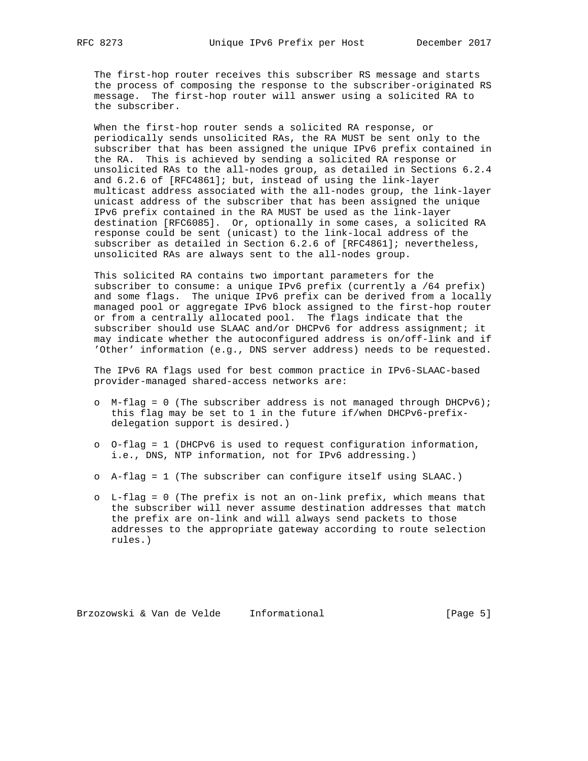The first-hop router receives this subscriber RS message and starts the process of composing the response to the subscriber-originated RS message. The first-hop router will answer using a solicited RA to the subscriber.

When the first-hop router sends a solicited RA response, or periodically sends unsolicited RAs, the RA MUST be sent only to the subscriber that has been assigned the unique IPv6 prefix contained in the RA. This is achieved by sending a solicited RA response or unsolicited RAs to the all-nodes group, as detailed in Sections 6.2.4 and 6.2.6 of [RFC4861]; but, instead of using the link-layer multicast address associated with the all-nodes group, the link-layer unicast address of the subscriber that has been assigned the unique IPv6 prefix contained in the RA MUST be used as the link-layer destination [RFC6085]. Or, optionally in some cases, a solicited RA response could be sent (unicast) to the link-local address of the subscriber as detailed in Section 6.2.6 of [RFC4861]; nevertheless, unsolicited RAs are always sent to the all-nodes group.

This solicited RA contains two important parameters for the subscriber to consume: a unique IPv6 prefix (currently a /64 prefix) and some flags. The unique IPv6 prefix can be derived from a locally managed pool or aggregate IPv6 block assigned to the first-hop router or from a centrally allocated pool. The flags indicate that the subscriber should use SLAAC and/or DHCPv6 for address assignment; it may indicate whether the autoconfigured address is on/off-link and if 'Other' information (e.g., DNS server address) needs to be requested.

The IPv6 RA flags used for best common practice in IPv6-SLAAC-based provider-managed shared-access networks are:

- M-flag = 0 (The subscriber address is not managed through DHCPv6); this flag may be set to 1 in the future if/when DHCPv6-prefix-delegation support is desired.)

- O-flag = 1 (DHCPv6 is used to request configuration information, i.e., DNS, NTP information, not for IPv6 addressing.)

- A-flag = 1 (The subscriber can configure itself using SLAAC.)

- L-flag = 0 (The prefix is not an on-link prefix, which means that the subscriber will never assume destination addresses that match the prefix are on-link and will always send packets to those addresses to the appropriate gateway according to route selection rules.)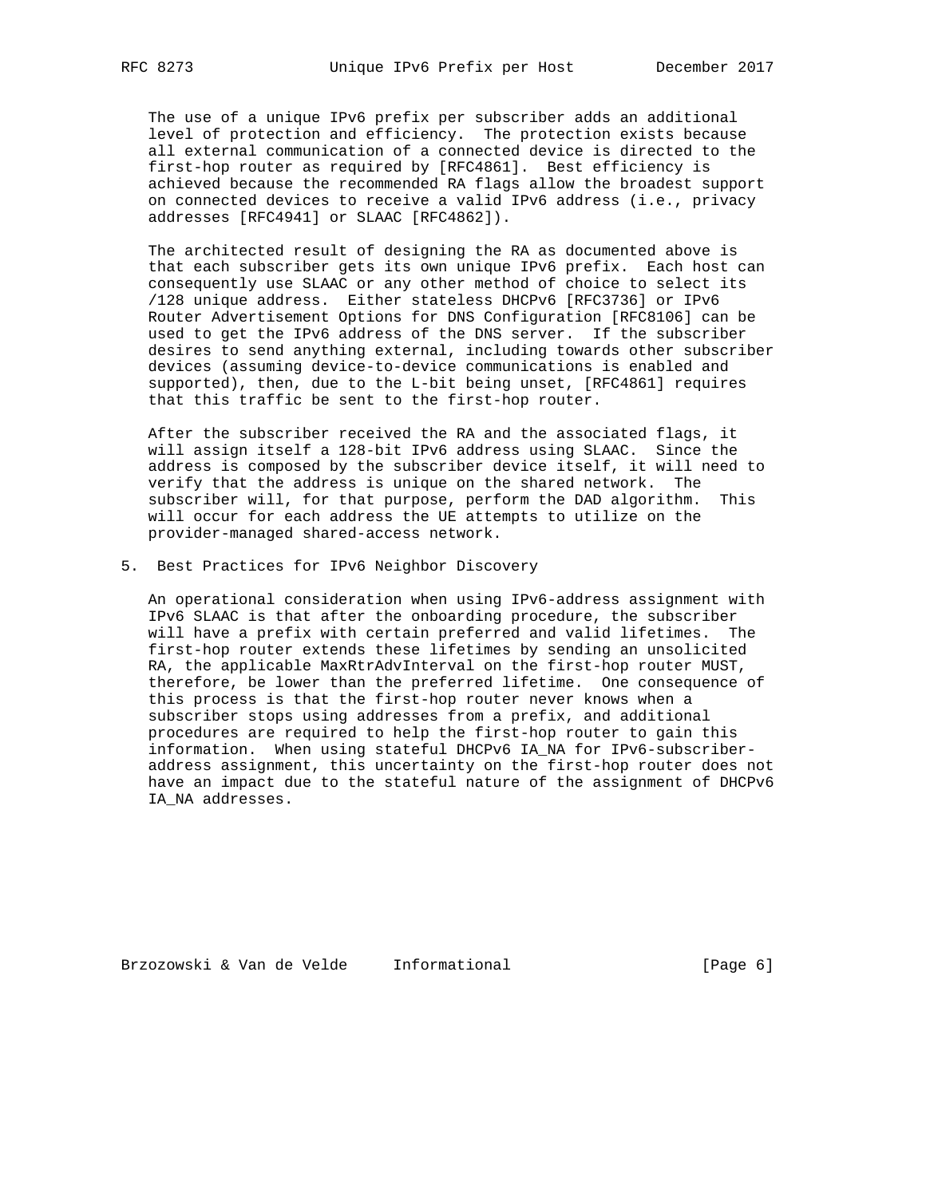The use of a unique IPv6 prefix per subscriber adds an additional level of protection and efficiency. The protection exists because all external communication of a connected device is directed to the first-hop router as required by [RFC4861]. Best efficiency is achieved because the recommended RA flags allow the broadest support on connected devices to receive a valid IPv6 address (i.e., privacy addresses [RFC4941] or SLAAC [RFC4862]).

The architected result of designing the RA as documented above is that each subscriber gets its own unique IPv6 prefix. Each host can consequently use SLAAC or any other method of choice to select its /128 unique address. Either stateless DHCPv6 [RFC3736] or IPv6 Router Advertisement Options for DNS Configuration [RFC8106] can be used to get the IPv6 address of the DNS server. If the subscriber desires to send anything external, including towards other subscriber devices (assuming device-to-device communications is enabled and supported), then, due to the L-bit being unset, [RFC4861] requires that this traffic be sent to the first-hop router.

After the subscriber received the RA and the associated flags, it will assign itself a 128-bit IPv6 address using SLAAC. Since the address is composed by the subscriber device itself, it will need to verify that the address is unique on the shared network. The subscriber will, for that purpose, perform the DAD algorithm. This will occur for each address the UE attempts to utilize on the provider-managed shared-access network.

## 5. Best Practices for IPv6 Neighbor Discovery

An operational consideration when using IPv6-address assignment with IPv6 SLAAC is that after the onboarding procedure, the subscriber will have a prefix with certain preferred and valid lifetimes. The first-hop router extends these lifetimes by sending an unsolicited RA, the applicable MaxRtrAdvInterval on the first-hop router MUST, therefore, be lower than the preferred lifetime. One consequence of this process is that the first-hop router never knows when a subscriber stops using addresses from a prefix, and additional procedures are required to help the first-hop router to gain this information. When using stateful DHCPv6 IA_NA for IPv6-subscriber-address assignment, this uncertainty on the first-hop router does not have an impact due to the stateful nature of the assignment of DHCPv6 IA_NA addresses.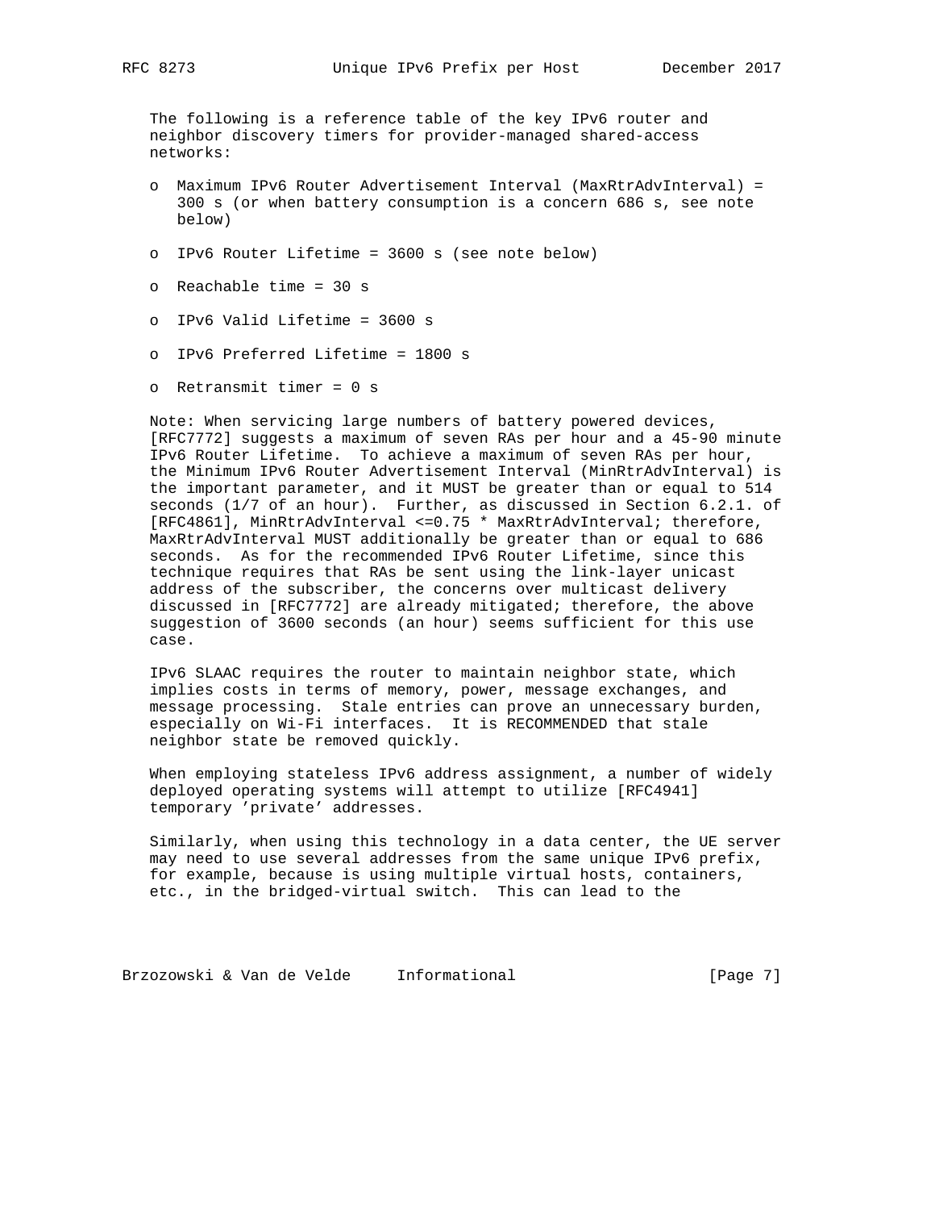The following is a reference table of the key IPv6 router and neighbor discovery timers for provider-managed shared-access networks:

- Maximum IPv6 Router Advertisement Interval (MaxRtrAdvInterval) = 300 s (or when battery consumption is a concern 686 s, see note below)
- IPv6 Router Lifetime = 3600 s (see note below)
- Reachable time = 30 s
- IPv6 Valid Lifetime = 3600 s
- IPv6 Preferred Lifetime = 1800 s
- Retransmit timer = 0 s

Note: When servicing large numbers of battery powered devices, [RFC7772] suggests a maximum of seven RAs per hour and a 45-90 minute IPv6 Router Lifetime. To achieve a maximum of seven RAs per hour, the Minimum IPv6 Router Advertisement Interval (MinRtrAdvInterval) is the important parameter, and it MUST be greater than or equal to 514 seconds (1/7 of an hour). Further, as discussed in Section 6.2.1. of [RFC4861], MinRtrAdvInterval <=0.75 * MaxRtrAdvInterval; therefore, MaxRtrAdvInterval MUST additionally be greater than or equal to 686 seconds. As for the recommended IPv6 Router Lifetime, since this technique requires that RAs be sent using the link-layer unicast address of the subscriber, the concerns over multicast delivery discussed in [RFC7772] are already mitigated; therefore, the above suggestion of 3600 seconds (an hour) seems sufficient for this use case.

IPv6 SLAAC requires the router to maintain neighbor state, which implies costs in terms of memory, power, message exchanges, and message processing. Stale entries can prove an unnecessary burden, especially on Wi-Fi interfaces. It is RECOMMENDED that stale neighbor state be removed quickly.

When employing stateless IPv6 address assignment, a number of widely deployed operating systems will attempt to utilize [RFC4941] temporary 'private' addresses.

Similarly, when using this technology in a data center, the UE server may need to use several addresses from the same unique IPv6 prefix, for example, because is using multiple virtual hosts, containers, etc., in the bridged-virtual switch. This can lead to the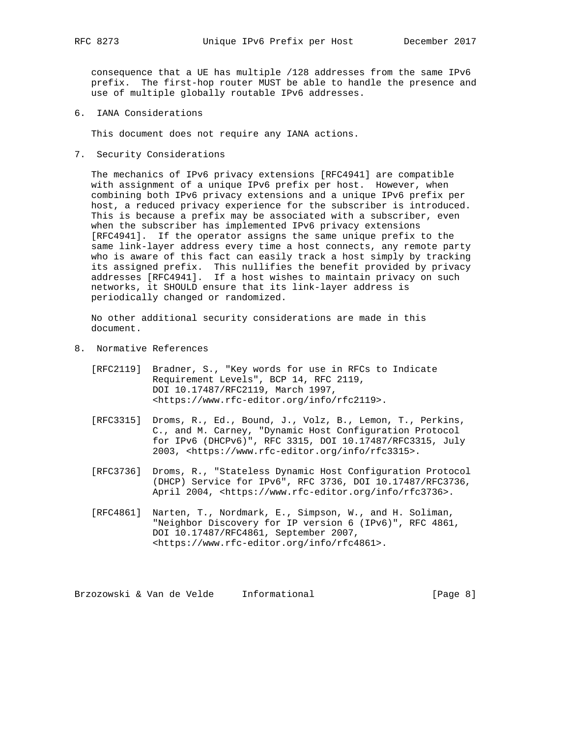consequence that a UE has multiple /128 addresses from the same IPv6 prefix. The first-hop router MUST be able to handle the presence and use of multiple globally routable IPv6 addresses.

## 6. IANA Considerations

This document does not require any IANA actions.

## 7. Security Considerations

The mechanics of IPv6 privacy extensions [RFC4941] are compatible with assignment of a unique IPv6 prefix per host. However, when combining both IPv6 privacy extensions and a unique IPv6 prefix per host, a reduced privacy experience for the subscriber is introduced. This is because a prefix may be associated with a subscriber, even when the subscriber has implemented IPv6 privacy extensions [RFC4941]. If the operator assigns the same unique prefix to the same link-layer address every time a host connects, any remote party who is aware of this fact can easily track a host simply by tracking its assigned prefix. This nullifies the benefit provided by privacy addresses [RFC4941]. If a host wishes to maintain privacy on such networks, it SHOULD ensure that its link-layer address is periodically changed or randomized.

No other additional security considerations are made in this document.

## 8. Normative References

[RFC2119] Bradner, S., "Key words for use in RFCs to Indicate Requirement Levels", BCP 14, RFC 2119, DOI 10.17487/RFC2119, March 1997, <https://www.rfc-editor.org/info/rfc2119>.

[RFC3315] Droms, R., Ed., Bound, J., Volz, B., Lemon, T., Perkins, C., and M. Carney, "Dynamic Host Configuration Protocol for IPv6 (DHCPv6)", RFC 3315, DOI 10.17487/RFC3315, July 2003, <https://www.rfc-editor.org/info/rfc3315>.

[RFC3736] Droms, R., "Stateless Dynamic Host Configuration Protocol (DHCP) Service for IPv6", RFC 3736, DOI 10.17487/RFC3736, April 2004, <https://www.rfc-editor.org/info/rfc3736>.

[RFC4861] Narten, T., Nordmark, E., Simpson, W., and H. Soliman, "Neighbor Discovery for IP version 6 (IPv6)", RFC 4861, DOI 10.17487/RFC4861, September 2007, <https://www.rfc-editor.org/info/rfc4861>.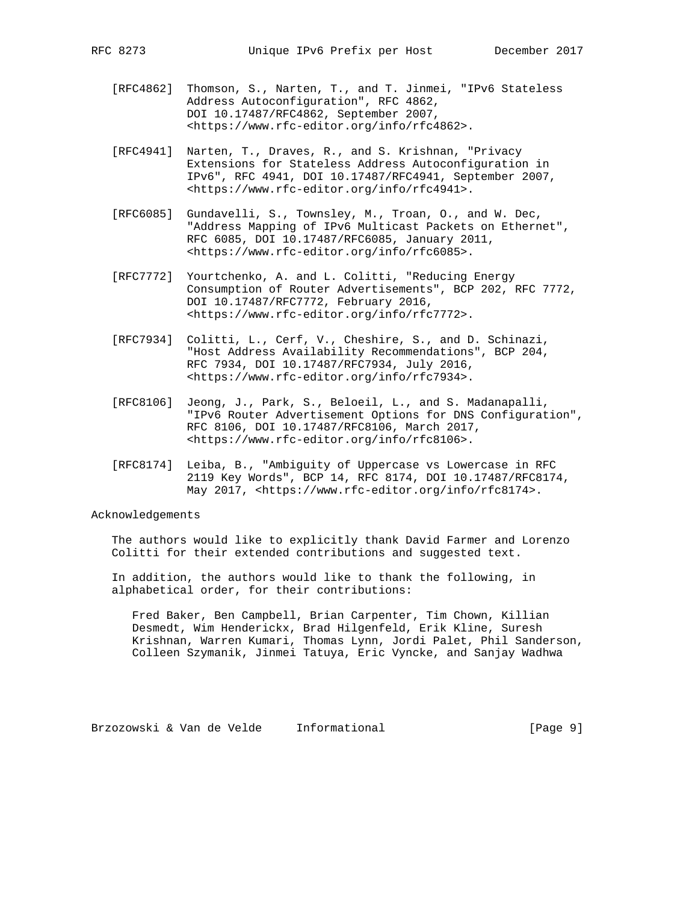[RFC4862] Thomson, S., Narten, T., and T. Jinmei, "IPv6 Stateless Address Autoconfiguration", RFC 4862, DOI 10.17487/RFC4862, September 2007, <https://www.rfc-editor.org/info/rfc4862>.

[RFC4941] Narten, T., Draves, R., and S. Krishnan, "Privacy Extensions for Stateless Address Autoconfiguration in IPv6", RFC 4941, DOI 10.17487/RFC4941, September 2007, <https://www.rfc-editor.org/info/rfc4941>.

[RFC6085] Gundavelli, S., Townsley, M., Troan, O., and W. Dec, "Address Mapping of IPv6 Multicast Packets on Ethernet", RFC 6085, DOI 10.17487/RFC6085, January 2011, <https://www.rfc-editor.org/info/rfc6085>.

[RFC7772] Yourtchenko, A. and L. Colitti, "Reducing Energy Consumption of Router Advertisements", BCP 202, RFC 7772, DOI 10.17487/RFC7772, February 2016, <https://www.rfc-editor.org/info/rfc7772>.

[RFC7934] Colitti, L., Cerf, V., Cheshire, S., and D. Schinazi, "Host Address Availability Recommendations", BCP 204, RFC 7934, DOI 10.17487/RFC7934, July 2016, <https://www.rfc-editor.org/info/rfc7934>.

[RFC8106] Jeong, J., Park, S., Beloeil, L., and S. Madanapalli, "IPv6 Router Advertisement Options for DNS Configuration", RFC 8106, DOI 10.17487/RFC8106, March 2017, <https://www.rfc-editor.org/info/rfc8106>.

[RFC8174] Leiba, B., "Ambiguity of Uppercase vs Lowercase in RFC 2119 Key Words", BCP 14, RFC 8174, DOI 10.17487/RFC8174, May 2017, <https://www.rfc-editor.org/info/rfc8174>.

## Acknowledgements

The authors would like to explicitly thank David Farmer and Lorenzo Colitti for their extended contributions and suggested text.

In addition, the authors would like to thank the following, in alphabetical order, for their contributions:

Fred Baker, Ben Campbell, Brian Carpenter, Tim Chown, Killian Desmedt, Wim Henderickx, Brad Hilgenfeld, Erik Kline, Suresh Krishnan, Warren Kumari, Thomas Lynn, Jordi Palet, Phil Sanderson, Colleen Szymanik, Jinmei Tatuya, Eric Vyncke, and Sanjay Wadhwa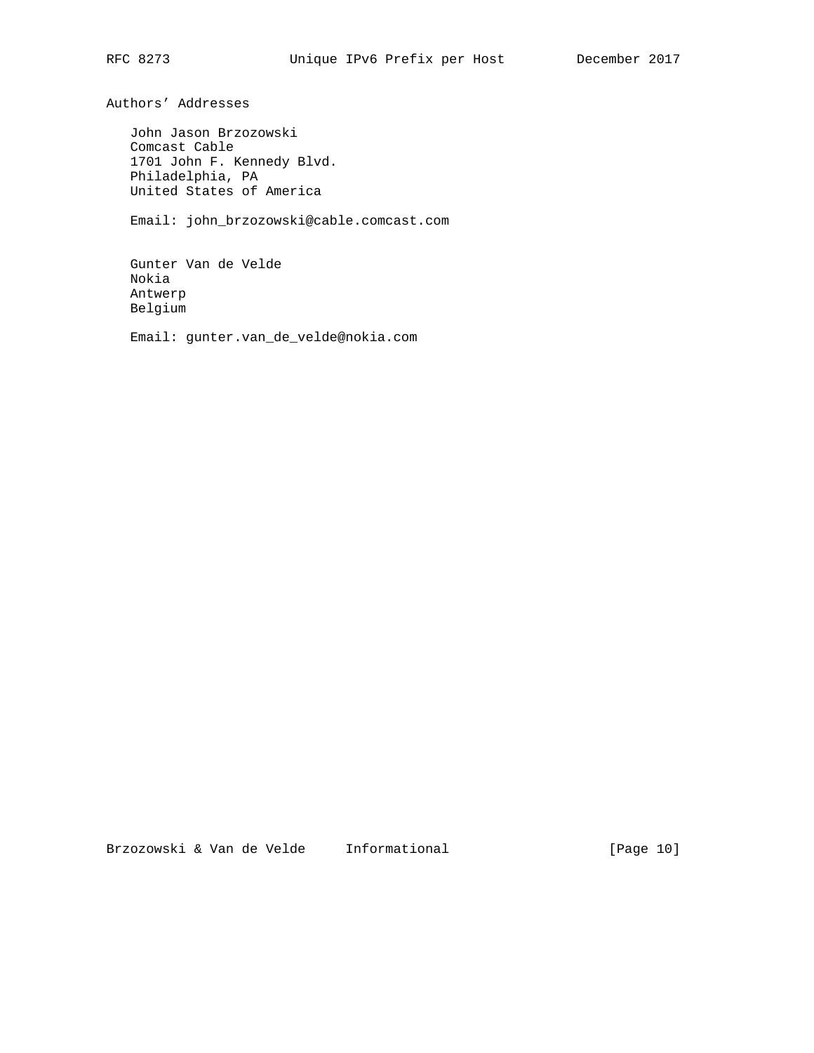## Authors' Addresses

John Jason Brzozowski
Comcast Cable
1701 John F. Kennedy Blvd.
Philadelphia, PA
United States of America

Email: john_brzozowski@cable.comcast.com

Gunter Van de Velde
Nokia
Antwerp
Belgium

Email: gunter.van_de_velde@nokia.com